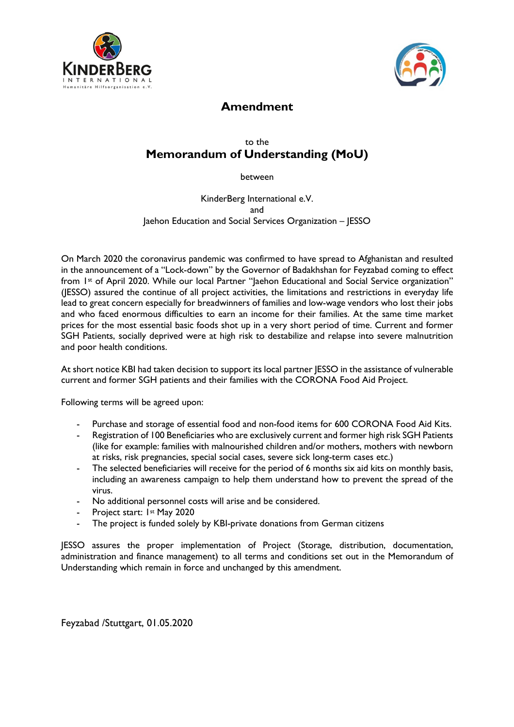# Amendment

to the

## Memorandum of Understanding (MoU)

between

KinderBerg International e.V.
and
Jaehon Education and Social Services Organization – JESSO

On March 2020 the coronavirus pandemic was confirmed to have spread to Afghanistan and resulted in the announcement of a "Lock-down" by the Governor of Badakhshan for Feyzabad coming to effect from 1st of April 2020. While our local Partner "Jaehon Educational and Social Service organization" (JESSO) assured the continue of all project activities, the limitations and restrictions in everyday life lead to great concern especially for breadwinners of families and low-wage vendors who lost their jobs and who faced enormous difficulties to earn an income for their families. At the same time market prices for the most essential basic foods shot up in a very short period of time. Current and former SGH Patients, socially deprived were at high risk to destabilize and relapse into severe malnutrition and poor health conditions.

At short notice KBI had taken decision to support its local partner JESSO in the assistance of vulnerable current and former SGH patients and their families with the CORONA Food Aid Project.

Following terms will be agreed upon:

- Purchase and storage of essential food and non-food items for 600 CORONA Food Aid Kits.
- Registration of 100 Beneficiaries who are exclusively current and former high risk SGH Patients (like for example: families with malnourished children and/or mothers, mothers with newborn at risks, risk pregnancies, special social cases, severe sick long-term cases etc.)
- The selected beneficiaries will receive for the period of 6 months six aid kits on monthly basis, including an awareness campaign to help them understand how to prevent the spread of the virus.
- No additional personnel costs will arise and be considered.
- Project start: 1st May 2020
- The project is funded solely by KBI-private donations from German citizens

JESSO assures the proper implementation of Project (Storage, distribution, documentation, administration and finance management) to all terms and conditions set out in the Memorandum of Understanding which remain in force and unchanged by this amendment.

Feyzabad /Stuttgart, 01.05.2020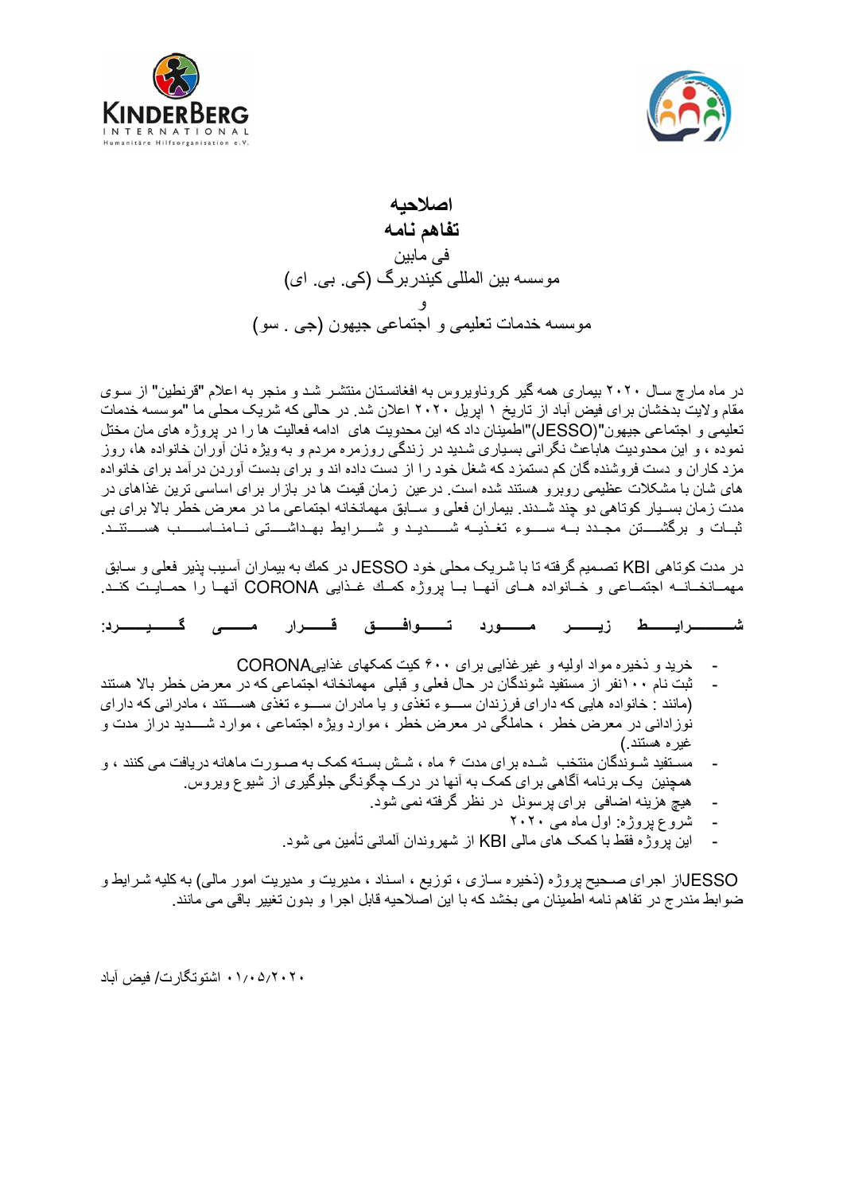# اصلاحیه
# تفاهم نامه

فی مابین
موسسه بین المللی کیندربرگ (کی. بی. ای)
و
موسسه خدمات تعلیمی و اجتماعی جیهون (جی . سو)

در ماه مارچ سال ۲۰۲۰ بیماری همه گیر کروناویروس به افغانستان منتشر شد و منجر به اعلام "قرنطین" از سوی مقام ولایت بدخشان برای فیض آباد از تاریخ ۱ اپریل ۲۰۲۰ اعلان شد. در حالی که شریک محلی ما "موسسه خدمات تعلیمی و اجتماعی جیهون"(JESSO)"اطمینان داد که این محدویت های ادامه فعالیت ها را در پروژه های مان مختل نموده ، و این محدودیت هاباعث نگرانی بسیاری شدید در زندگی روزمره مردم و به ویژه نان آوران خانواده ها، روز مزد کاران و دست فروشنده گان کم دستمزد که شغل خود را از دست داده اند و برای بدست آوردن درآمد برای خانواده های شان با مشکلات عظیمی روبرو هستند شده است. درعین زمان قیمت ها در بازار برای اساسی ترین غذاهای در مدت زمان بسیار کوتاهی دو چند شدند. بیماران فعلی و سابق مهمانخانه اجتماعی ما در معرض خطر بالا برای بی ثبات و برگشتن مجدد به سوء تغذیه شدید و شرایط بهداشتی نامناسب هستند.

در مدت کوتاهی KBI تصمیم گرفته تا با شریک محلی خود JESSO در کمك به بیماران آسیب پذیر فعلی و سابق مهمانخانه اجتماعی و خانواده های آنها با پروژه کمك غذایی CORONA آنها را حمایت کند.

**شرایط زیر مورد توافق قرار می گیرد:**

- خرید و ذخیره مواد اولیه و غیرغذایی برای ۶۰۰ کیت کمکهای غذاییCORONA
- ثبت نام ۱۰۰نفر از مستفید شوندگان در حال فعلی و قبلی مهمانخانه اجتماعی که در معرض خطر بالا هستند (مانند : خانواده هایی که دارای فرزندان سوء تغذی و یا مادران سوء تغذی هستند ، مادرانی که دارای نوزادانی در معرض خطر ، حاملگی در معرض خطر ، موارد ویژه اجتماعی ، موارد شدید دراز مدت و غیره هستند.)
- مستفید شوندگان منتخب شده برای مدت ۶ ماه ، شش بسته کمک به صورت ماهانه دریافت می کنند ، و همچنین یک برنامه آگاهی برای کمک به آنها در درک چگونگی جلوگیری از شیوع ویروس.
- هیچ هزینه اضافی برای پرسونل در نظر گرفته نمی شود.
- شروع پروژه: اول ماه می ۲۰۲۰
- این پروژه فقط با کمک های مالی KBI از شهروندان آلمانی تأمین می شود.

JESSOاز اجرای صحیح پروژه (ذخیره سازی ، توزیع ، اسناد ، مدیریت و مدیریت امور مالی) به کلیه شرایط و ضوابط مندرج در تفاهم نامه اطمینان می بخشد که با این اصلاحیه قابل اجرا و بدون تغییر باقی می مانند.

۰۱/۰۵/۲۰۲۰ اشتوتگارت/ فیض آباد